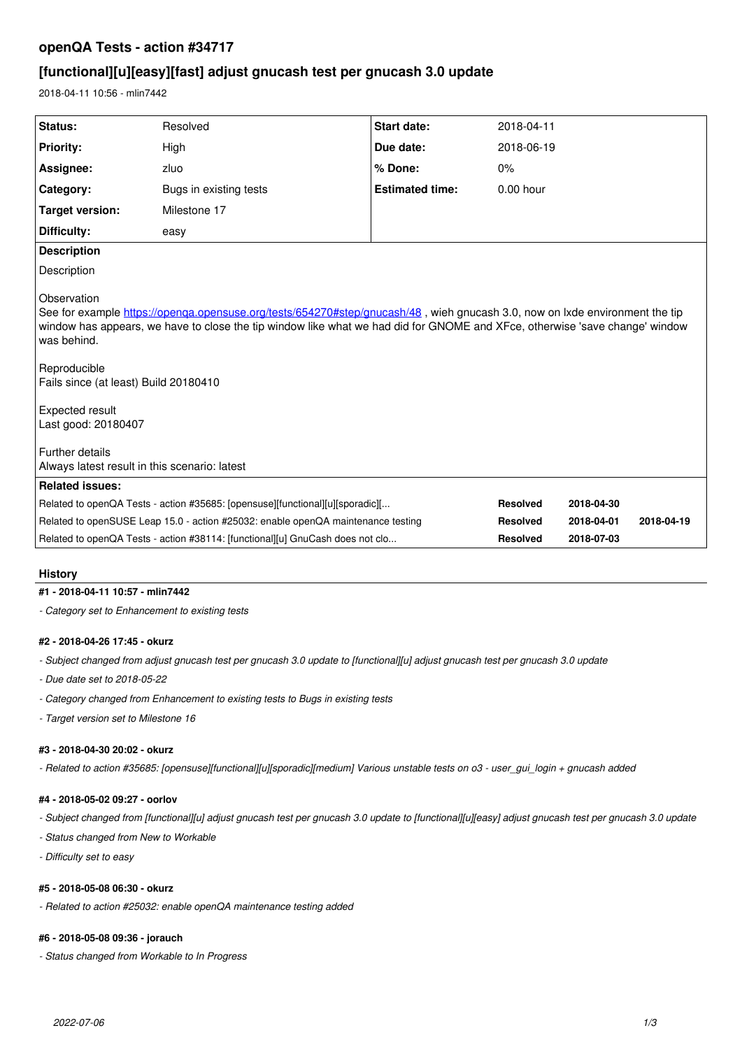# openQA Tests - action #34717

## [functional][u][easy][fast] adjust gnucash test per gnucash 3.0 update

2018-04-11 10:56 - mlin7442

| | | | |
|---|---|---|---|
| **Status:** | Resolved | **Start date:** | 2018-04-11 |
| **Priority:** | High | **Due date:** | 2018-06-19 |
| **Assignee:** | zluo | **% Done:** | 0% |
| **Category:** | Bugs in existing tests | **Estimated time:** | 0.00 hour |
| **Target version:** | Milestone 17 | | |
| **Difficulty:** | easy | | |

**Description**

Description

Observation
See for example https://openqa.opensuse.org/tests/654270#step/gnucash/48 , wieh gnucash 3.0, now on lxde environment the tip window has appears, we have to close the tip window like what we had did for GNOME and XFce, otherwise 'save change' window was behind.

Reproducible
Fails since (at least) Build 20180410

Expected result
Last good: 20180407

Further details
Always latest result in this scenario: latest

**Related issues:**

| | | | |
|---|---|---|---|
| Related to openQA Tests - action #35685: [opensuse][functional][u][sporadic][... | **Resolved** | **2018-04-30** | |
| Related to openSUSE Leap 15.0 - action #25032: enable openQA maintenance testing | **Resolved** | **2018-04-01** | **2018-04-19** |
| Related to openQA Tests - action #38114: [functional][u] GnuCash does not clo... | **Resolved** | **2018-07-03** | |

### History

#### #1 - 2018-04-11 10:57 - mlin7442

- *Category set to Enhancement to existing tests*

#### #2 - 2018-04-26 17:45 - okurz

- *Subject changed from adjust gnucash test per gnucash 3.0 update to [functional][u] adjust gnucash test per gnucash 3.0 update*
- *Due date set to 2018-05-22*
- *Category changed from Enhancement to existing tests to Bugs in existing tests*
- *Target version set to Milestone 16*

#### #3 - 2018-04-30 20:02 - okurz

- *Related to action #35685: [opensuse][functional][u][sporadic][medium] Various unstable tests on o3 - user_gui_login + gnucash added*

#### #4 - 2018-05-02 09:27 - oorlov

- *Subject changed from [functional][u] adjust gnucash test per gnucash 3.0 update to [functional][u][easy] adjust gnucash test per gnucash 3.0 update*
- *Status changed from New to Workable*
- *Difficulty set to easy*

#### #5 - 2018-05-08 06:30 - okurz

- *Related to action #25032: enable openQA maintenance testing added*

#### #6 - 2018-05-08 09:36 - jorauch

- *Status changed from Workable to In Progress*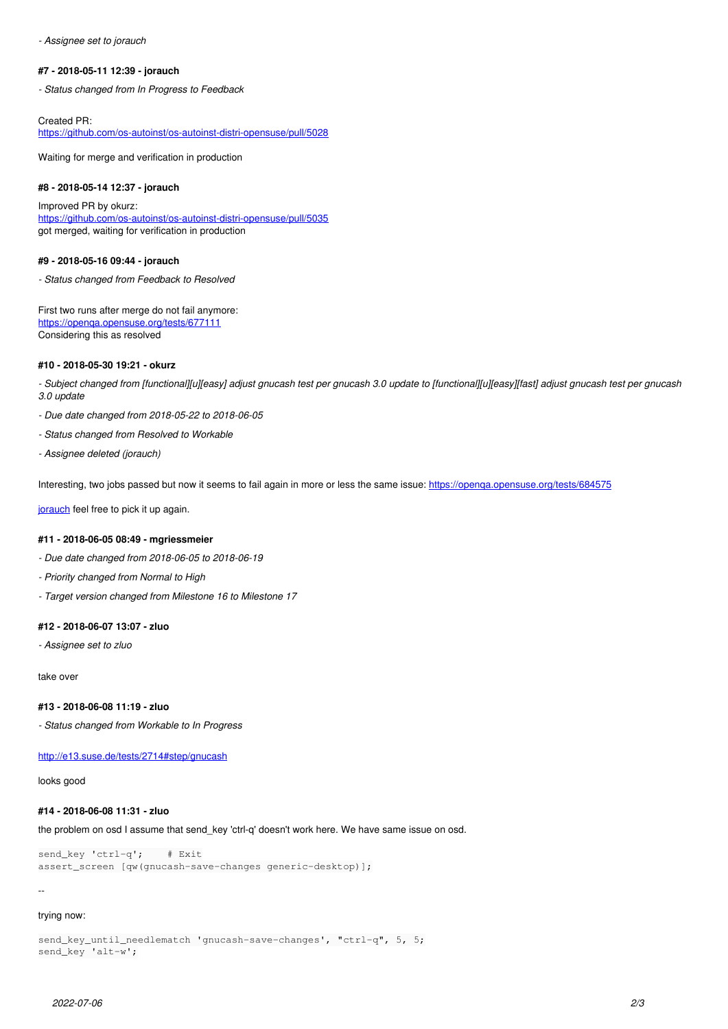- *Assignee set to jorauch*

#### #7 - 2018-05-11 12:39 - jorauch

- *Status changed from In Progress to Feedback*

Created PR:
https://github.com/os-autoinst/os-autoinst-distri-opensuse/pull/5028

Waiting for merge and verification in production

#### #8 - 2018-05-14 12:37 - jorauch

Improved PR by okurz:
https://github.com/os-autoinst/os-autoinst-distri-opensuse/pull/5035
got merged, waiting for verification in production

#### #9 - 2018-05-16 09:44 - jorauch

- *Status changed from Feedback to Resolved*

First two runs after merge do not fail anymore:
https://openqa.opensuse.org/tests/677111
Considering this as resolved

#### #10 - 2018-05-30 19:21 - okurz

- *Subject changed from [functional][u][easy] adjust gnucash test per gnucash 3.0 update to [functional][u][easy][fast] adjust gnucash test per gnucash 3.0 update*
- *Due date changed from 2018-05-22 to 2018-06-05*
- *Status changed from Resolved to Workable*
- *Assignee deleted (jorauch)*

Interesting, two jobs passed but now it seems to fail again in more or less the same issue: https://openqa.opensuse.org/tests/684575

jorauch feel free to pick it up again.

#### #11 - 2018-06-05 08:49 - mgriessmeier

- *Due date changed from 2018-06-05 to 2018-06-19*
- *Priority changed from Normal to High*
- *Target version changed from Milestone 16 to Milestone 17*

#### #12 - 2018-06-07 13:07 - zluo

- *Assignee set to zluo*

take over

#### #13 - 2018-06-08 11:19 - zluo

- *Status changed from Workable to In Progress*

http://e13.suse.de/tests/2714#step/gnucash

looks good

#### #14 - 2018-06-08 11:31 - zluo

the problem on osd I assume that send_key 'ctrl-q' doesn't work here. We have same issue on osd.

```
send_key 'ctrl-q';    # Exit
assert_screen [qw(gnucash-save-changes generic-desktop)];
```

--

trying now:

```
send_key_until_needlematch 'gnucash-save-changes', "ctrl-q", 5, 5;
send_key 'alt-w';
```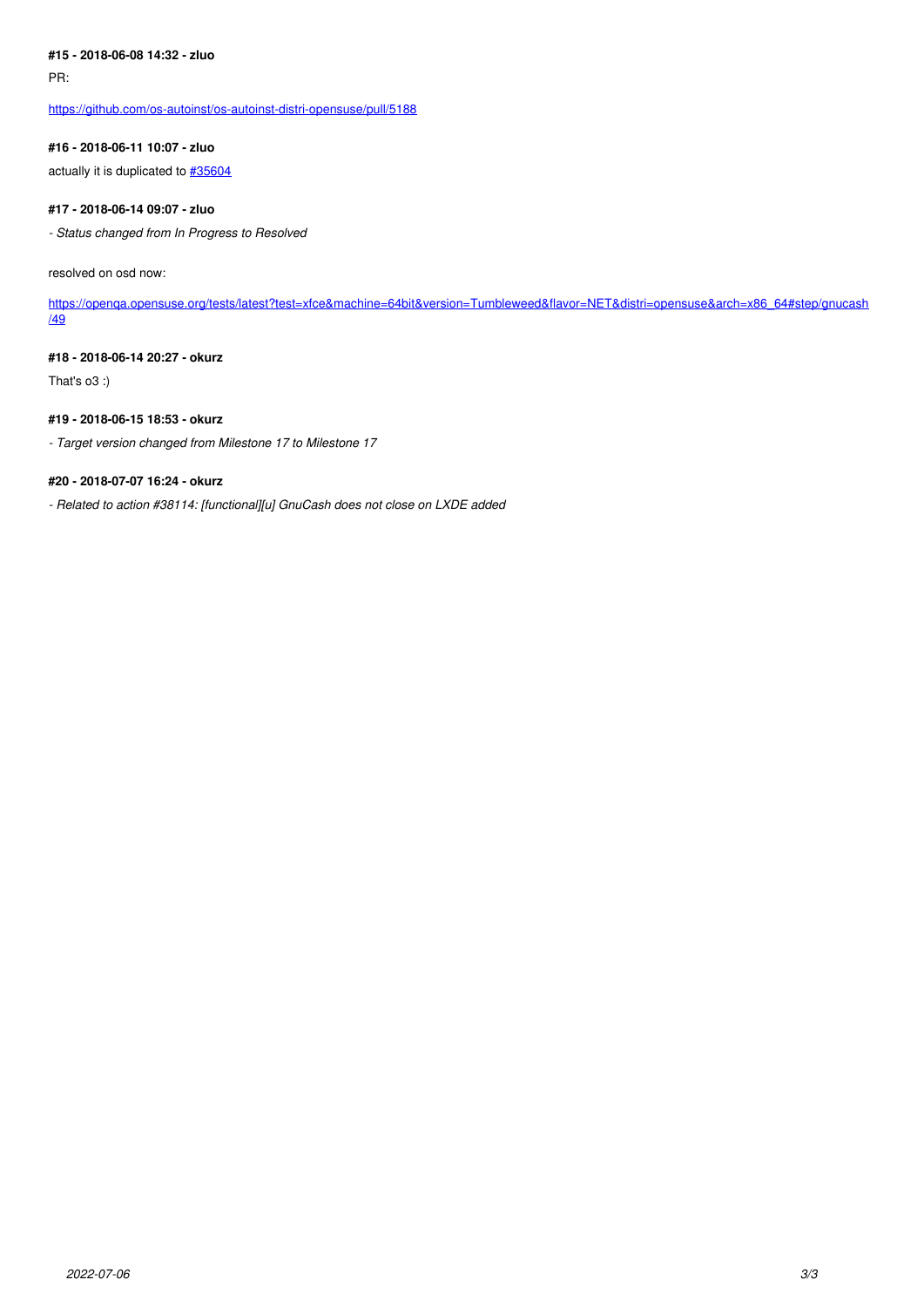#### #15 - 2018-06-08 14:32 - zluo

PR:

https://github.com/os-autoinst/os-autoinst-distri-opensuse/pull/5188

#### #16 - 2018-06-11 10:07 - zluo

actually it is duplicated to #35604

#### #17 - 2018-06-14 09:07 - zluo

*- Status changed from In Progress to Resolved*

resolved on osd now:

https://openqa.opensuse.org/tests/latest?test=xfce&machine=64bit&version=Tumbleweed&flavor=NET&distri=opensuse&arch=x86_64#step/gnucash/49

#### #18 - 2018-06-14 20:27 - okurz

That's o3 :)

#### #19 - 2018-06-15 18:53 - okurz

*- Target version changed from Milestone 17 to Milestone 17*

#### #20 - 2018-07-07 16:24 - okurz

*- Related to action #38114: [functional][u] GnuCash does not close on LXDE added*